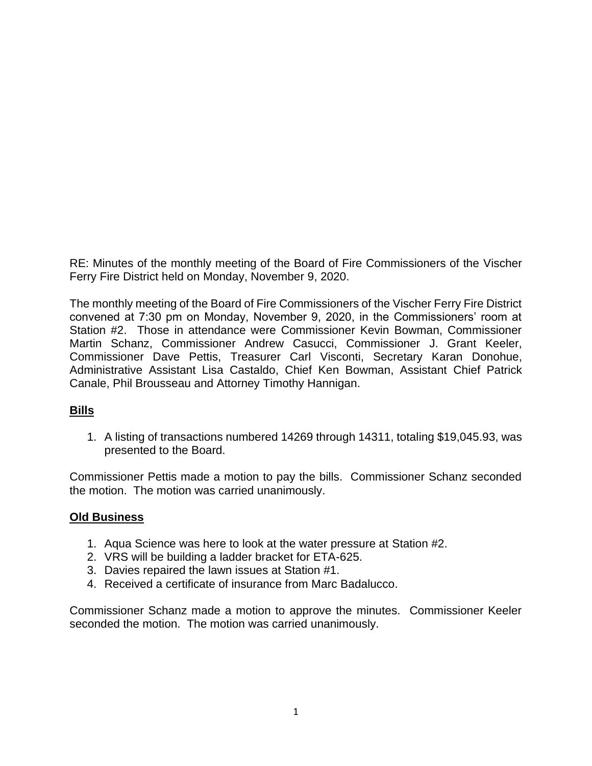RE: Minutes of the monthly meeting of the Board of Fire Commissioners of the Vischer Ferry Fire District held on Monday, November 9, 2020.

The monthly meeting of the Board of Fire Commissioners of the Vischer Ferry Fire District convened at 7:30 pm on Monday, November 9, 2020, in the Commissioners' room at Station #2. Those in attendance were Commissioner Kevin Bowman, Commissioner Martin Schanz, Commissioner Andrew Casucci, Commissioner J. Grant Keeler, Commissioner Dave Pettis, Treasurer Carl Visconti, Secretary Karan Donohue, Administrative Assistant Lisa Castaldo, Chief Ken Bowman, Assistant Chief Patrick Canale, Phil Brousseau and Attorney Timothy Hannigan.

**Bills**

1. A listing of transactions numbered 14269 through 14311, totaling $19,045.93, was presented to the Board.

Commissioner Pettis made a motion to pay the bills. Commissioner Schanz seconded the motion. The motion was carried unanimously.

**Old Business**

1. Aqua Science was here to look at the water pressure at Station #2.
2. VRS will be building a ladder bracket for ETA-625.
3. Davies repaired the lawn issues at Station #1.
4. Received a certificate of insurance from Marc Badalucco.

Commissioner Schanz made a motion to approve the minutes. Commissioner Keeler seconded the motion. The motion was carried unanimously.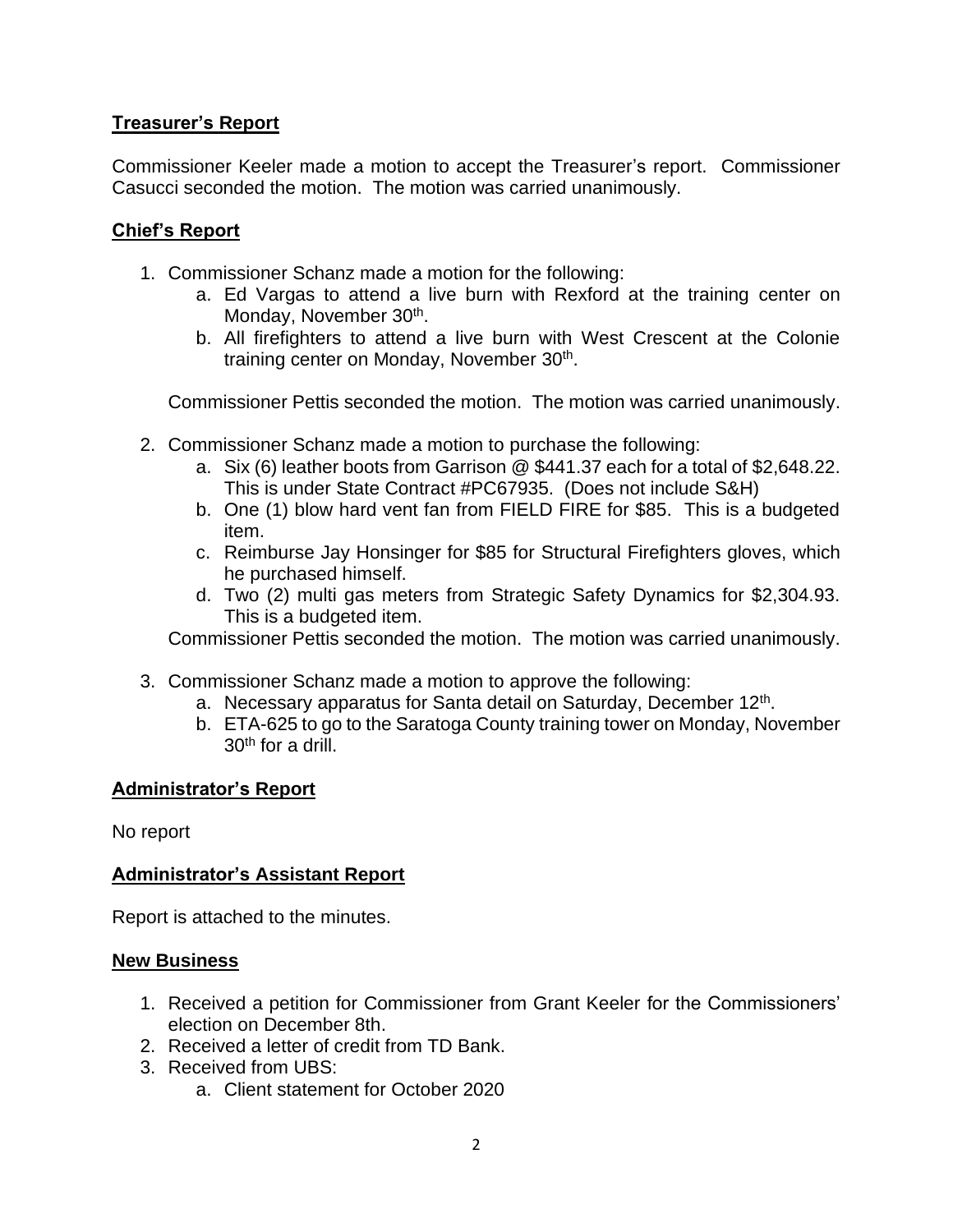## Treasurer's Report

Commissioner Keeler made a motion to accept the Treasurer's report. Commissioner Casucci seconded the motion. The motion was carried unanimously.

## Chief's Report

1. Commissioner Schanz made a motion for the following:
   a. Ed Vargas to attend a live burn with Rexford at the training center on Monday, November 30th.
   b. All firefighters to attend a live burn with West Crescent at the Colonie training center on Monday, November 30th.

   Commissioner Pettis seconded the motion. The motion was carried unanimously.

2. Commissioner Schanz made a motion to purchase the following:
   a. Six (6) leather boots from Garrison @ $441.37 each for a total of $2,648.22. This is under State Contract #PC67935. (Does not include S&H)
   b. One (1) blow hard vent fan from FIELD FIRE for $85. This is a budgeted item.
   c. Reimburse Jay Honsinger for $85 for Structural Firefighters gloves, which he purchased himself.
   d. Two (2) multi gas meters from Strategic Safety Dynamics for $2,304.93. This is a budgeted item.

   Commissioner Pettis seconded the motion. The motion was carried unanimously.

3. Commissioner Schanz made a motion to approve the following:
   a. Necessary apparatus for Santa detail on Saturday, December 12th.
   b. ETA-625 to go to the Saratoga County training tower on Monday, November 30th for a drill.

## Administrator's Report

No report

## Administrator's Assistant Report

Report is attached to the minutes.

## New Business

1. Received a petition for Commissioner from Grant Keeler for the Commissioners' election on December 8th.
2. Received a letter of credit from TD Bank.
3. Received from UBS:
   a. Client statement for October 2020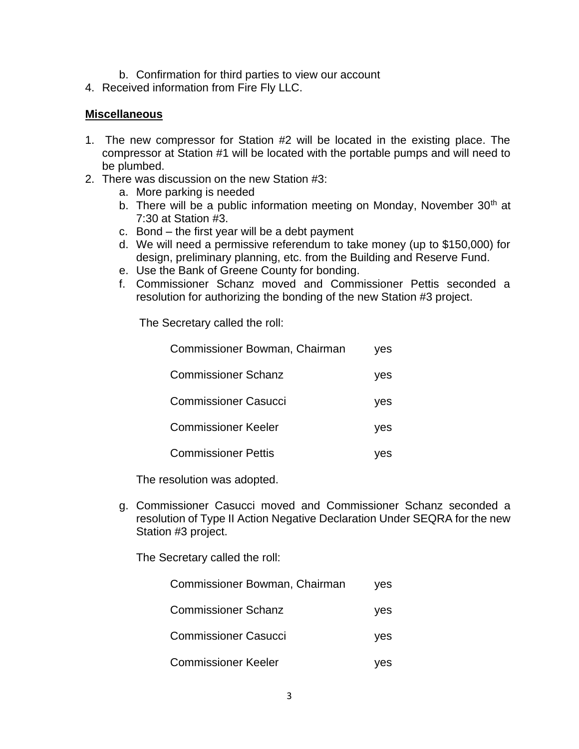b. Confirmation for third parties to view our account

4. Received information from Fire Fly LLC.

**Miscellaneous**

1. The new compressor for Station #2 will be located in the existing place. The compressor at Station #1 will be located with the portable pumps and will need to be plumbed.
2. There was discussion on the new Station #3:
   a. More parking is needed
   b. There will be a public information meeting on Monday, November 30th at 7:30 at Station #3.
   c. Bond – the first year will be a debt payment
   d. We will need a permissive referendum to take money (up to $150,000) for design, preliminary planning, etc. from the Building and Reserve Fund.
   e. Use the Bank of Greene County for bonding.
   f. Commissioner Schanz moved and Commissioner Pettis seconded a resolution for authorizing the bonding of the new Station #3 project.

      The Secretary called the roll:

      | | |
      |---|---|
      | Commissioner Bowman, Chairman | yes |
      | Commissioner Schanz | yes |
      | Commissioner Casucci | yes |
      | Commissioner Keeler | yes |
      | Commissioner Pettis | yes |

      The resolution was adopted.

   g. Commissioner Casucci moved and Commissioner Schanz seconded a resolution of Type II Action Negative Declaration Under SEQRA for the new Station #3 project.

      The Secretary called the roll:

      | | |
      |---|---|
      | Commissioner Bowman, Chairman | yes |
      | Commissioner Schanz | yes |
      | Commissioner Casucci | yes |
      | Commissioner Keeler | yes |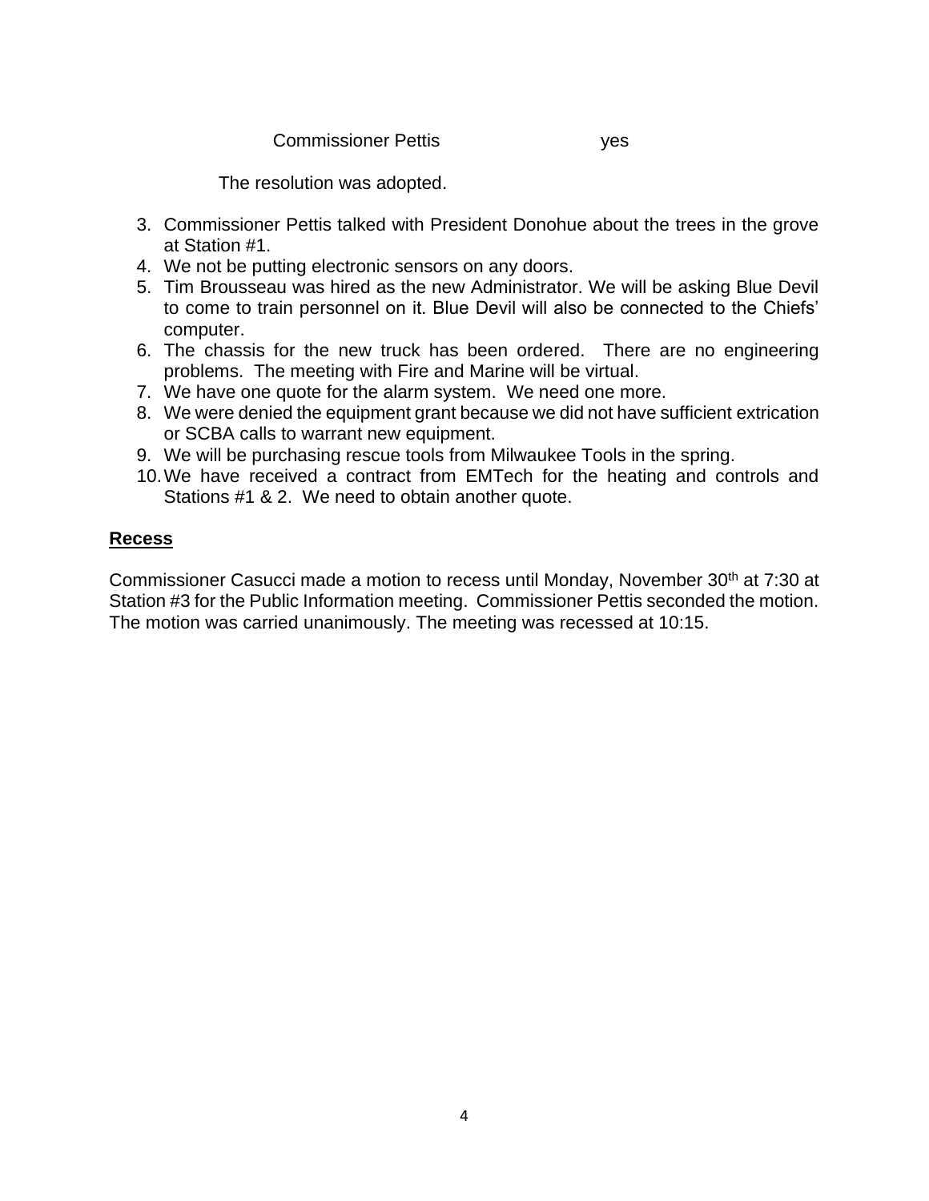Commissioner Pettis yes

The resolution was adopted.

3. Commissioner Pettis talked with President Donohue about the trees in the grove at Station #1.
4. We not be putting electronic sensors on any doors.
5. Tim Brousseau was hired as the new Administrator. We will be asking Blue Devil to come to train personnel on it. Blue Devil will also be connected to the Chiefs' computer.
6. The chassis for the new truck has been ordered. There are no engineering problems. The meeting with Fire and Marine will be virtual.
7. We have one quote for the alarm system. We need one more.
8. We were denied the equipment grant because we did not have sufficient extrication or SCBA calls to warrant new equipment.
9. We will be purchasing rescue tools from Milwaukee Tools in the spring.
10. We have received a contract from EMTech for the heating and controls and Stations #1 & 2. We need to obtain another quote.

**Recess**

Commissioner Casucci made a motion to recess until Monday, November 30th at 7:30 at Station #3 for the Public Information meeting. Commissioner Pettis seconded the motion. The motion was carried unanimously. The meeting was recessed at 10:15.